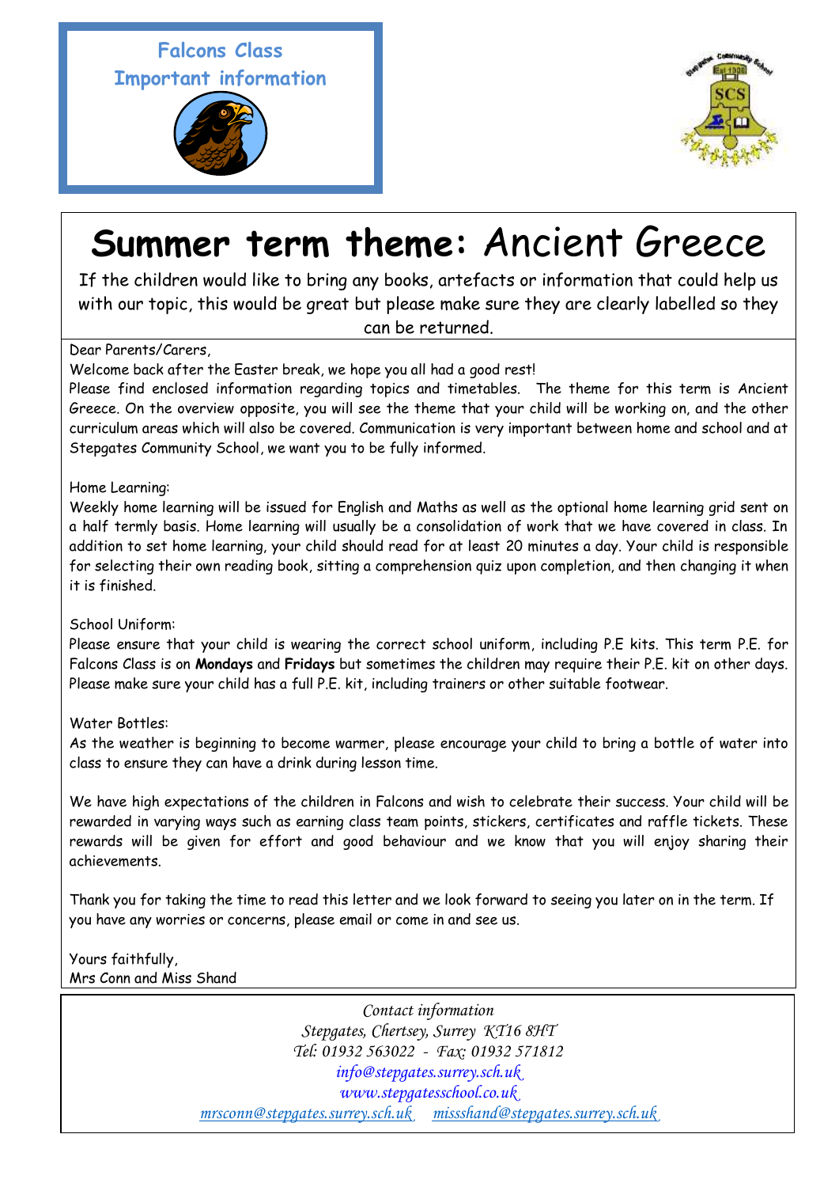**Falcons Class**
**Important information**

# Summer term theme: Ancient Greece

If the children would like to bring any books, artefacts or information that could help us with our topic, this would be great but please make sure they are clearly labelled so they can be returned.

Dear Parents/Carers,

Welcome back after the Easter break, we hope you all had a good rest!

Please find enclosed information regarding topics and timetables. The theme for this term is Ancient Greece. On the overview opposite, you will see the theme that your child will be working on, and the other curriculum areas which will also be covered. Communication is very important between home and school and at Stepgates Community School, we want you to be fully informed.

Home Learning:

Weekly home learning will be issued for English and Maths as well as the optional home learning grid sent on a half termly basis. Home learning will usually be a consolidation of work that we have covered in class. In addition to set home learning, your child should read for at least 20 minutes a day. Your child is responsible for selecting their own reading book, sitting a comprehension quiz upon completion, and then changing it when it is finished.

School Uniform:

Please ensure that your child is wearing the correct school uniform, including P.E kits. This term P.E. for Falcons Class is on **Mondays** and **Fridays** but sometimes the children may require their P.E. kit on other days. Please make sure your child has a full P.E. kit, including trainers or other suitable footwear.

Water Bottles:

As the weather is beginning to become warmer, please encourage your child to bring a bottle of water into class to ensure they can have a drink during lesson time.

We have high expectations of the children in Falcons and wish to celebrate their success. Your child will be rewarded in varying ways such as earning class team points, stickers, certificates and raffle tickets. These rewards will be given for effort and good behaviour and we know that you will enjoy sharing their achievements.

Thank you for taking the time to read this letter and we look forward to seeing you later on in the term. If you have any worries or concerns, please email or come in and see us.

Yours faithfully,
Mrs Conn and Miss Shand

*Contact information*
*Stepgates, Chertsey, Surrey KT16 8HT*
*Tel: 01932 563022 - Fax: 01932 571812*
*info@stepgates.surrey.sch.uk*
*www.stepgatesschool.co.uk*
*mrsconn@stepgates.surrey.sch.uk* *missshand@stepgates.surrey.sch.uk*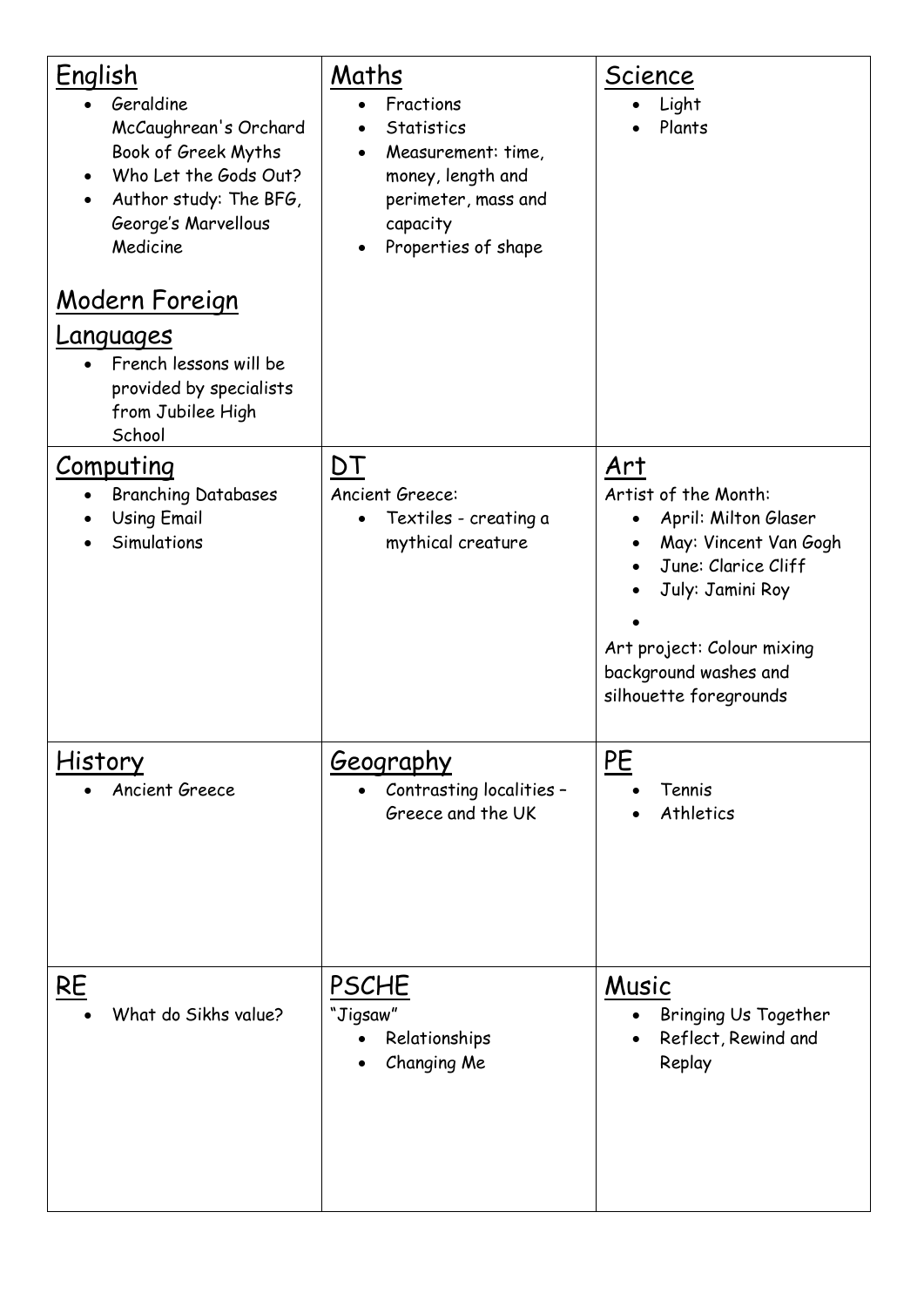| | | |
|---|---|---|
| **English**<br>• Geraldine McCaughrean's Orchard Book of Greek Myths<br>• Who Let the Gods Out?<br>• Author study: The BFG, George's Marvellous Medicine<br><br>**Modern Foreign Languages**<br>• French lessons will be provided by specialists from Jubilee High School | **Maths**<br>• Fractions<br>• Statistics<br>• Measurement: time, money, length and perimeter, mass and capacity<br>• Properties of shape | **Science**<br>• Light<br>• Plants |
| **Computing**<br>• Branching Databases<br>• Using Email<br>• Simulations | **DT**<br>Ancient Greece:<br>• Textiles - creating a mythical creature | **Art**<br>Artist of the Month:<br>• April: Milton Glaser<br>• May: Vincent Van Gogh<br>• June: Clarice Cliff<br>• July: Jamini Roy<br>•<br>Art project: Colour mixing background washes and silhouette foregrounds |
| **History**<br>• Ancient Greece | **Geography**<br>• Contrasting localities – Greece and the UK | **PE**<br>• Tennis<br>• Athletics |
| **RE**<br>• What do Sikhs value? | **PSCHE**<br>"Jigsaw"<br>• Relationships<br>• Changing Me | **Music**<br>• Bringing Us Together<br>• Reflect, Rewind and Replay |